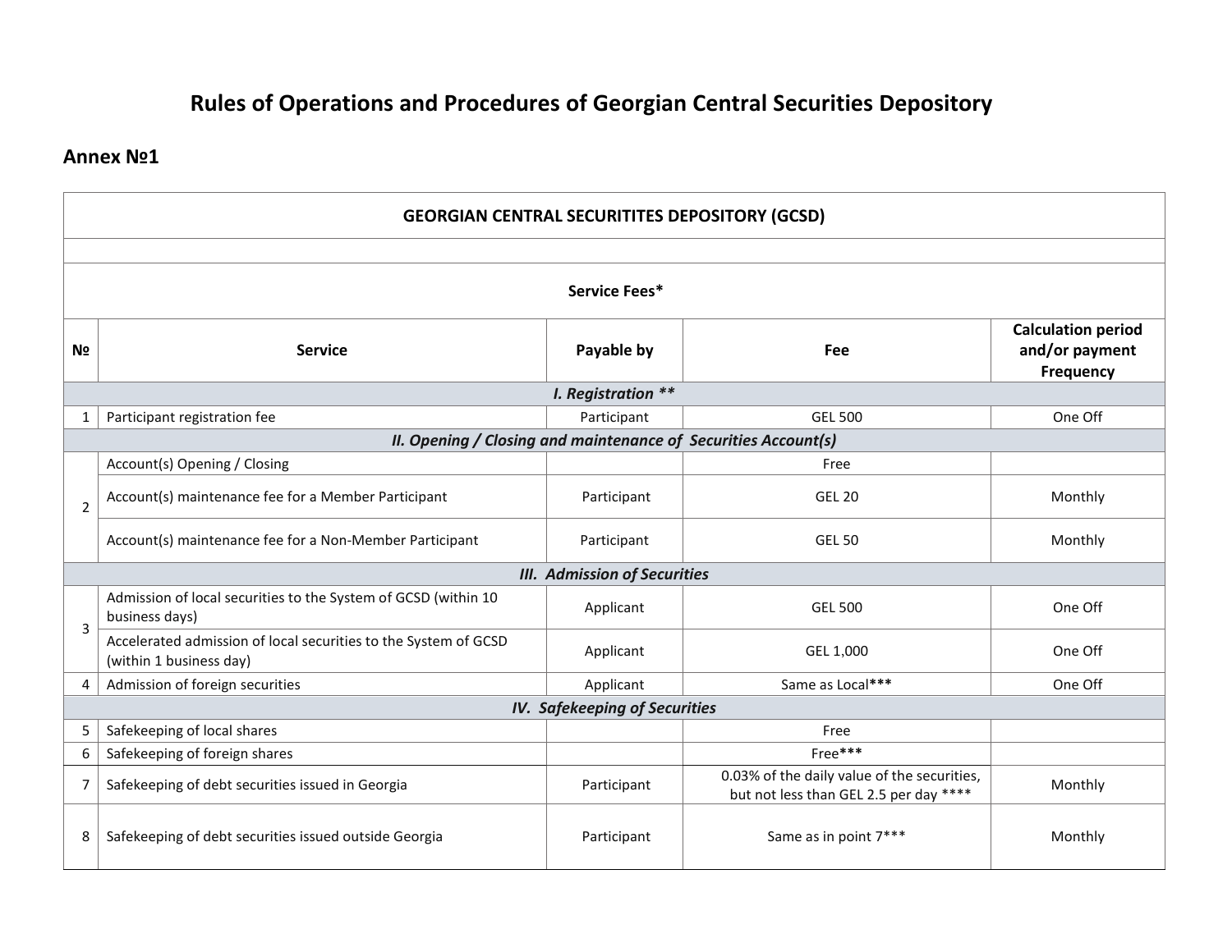# Rules of Operations and Procedures of Georgian Central Securities Depository

## Annex №1

| GEORGIAN CENTRAL SECURITITES DEPOSITORY (GCSD) | | | | |
|---|---|---|---|---|
| | | | | |
| **Service Fees*** | | | | |
| **№** | **Service** | **Payable by** | **Fee** | **Calculation period and/or payment Frequency** |
| ***I. Registration ***** | | | | |
| 1 | Participant registration fee | Participant | GEL 500 | One Off |
| ***II. Opening / Closing and maintenance of Securities Account(s)*** | | | | |
| 2 | Account(s) Opening / Closing | | Free | |
| | Account(s) maintenance fee for a Member Participant | Participant | GEL 20 | Monthly |
| | Account(s) maintenance fee for a Non-Member Participant | Participant | GEL 50 | Monthly |
| ***III. Admission of Securities*** | | | | |
| 3 | Admission of local securities to the System of GCSD (within 10 business days) | Applicant | GEL 500 | One Off |
| | Accelerated admission of local securities to the System of GCSD (within 1 business day) | Applicant | GEL 1,000 | One Off |
| 4 | Admission of foreign securities | Applicant | Same as Local*** | One Off |
| ***IV. Safekeeping of Securities*** | | | | |
| 5 | Safekeeping of local shares | | Free | |
| 6 | Safekeeping of foreign shares | | Free*** | |
| 7 | Safekeeping of debt securities issued in Georgia | Participant | 0.03% of the daily value of the securities, but not less than GEL 2.5 per day **** | Monthly |
| 8 | Safekeeping of debt securities issued outside Georgia | Participant | Same as in point 7*** | Monthly |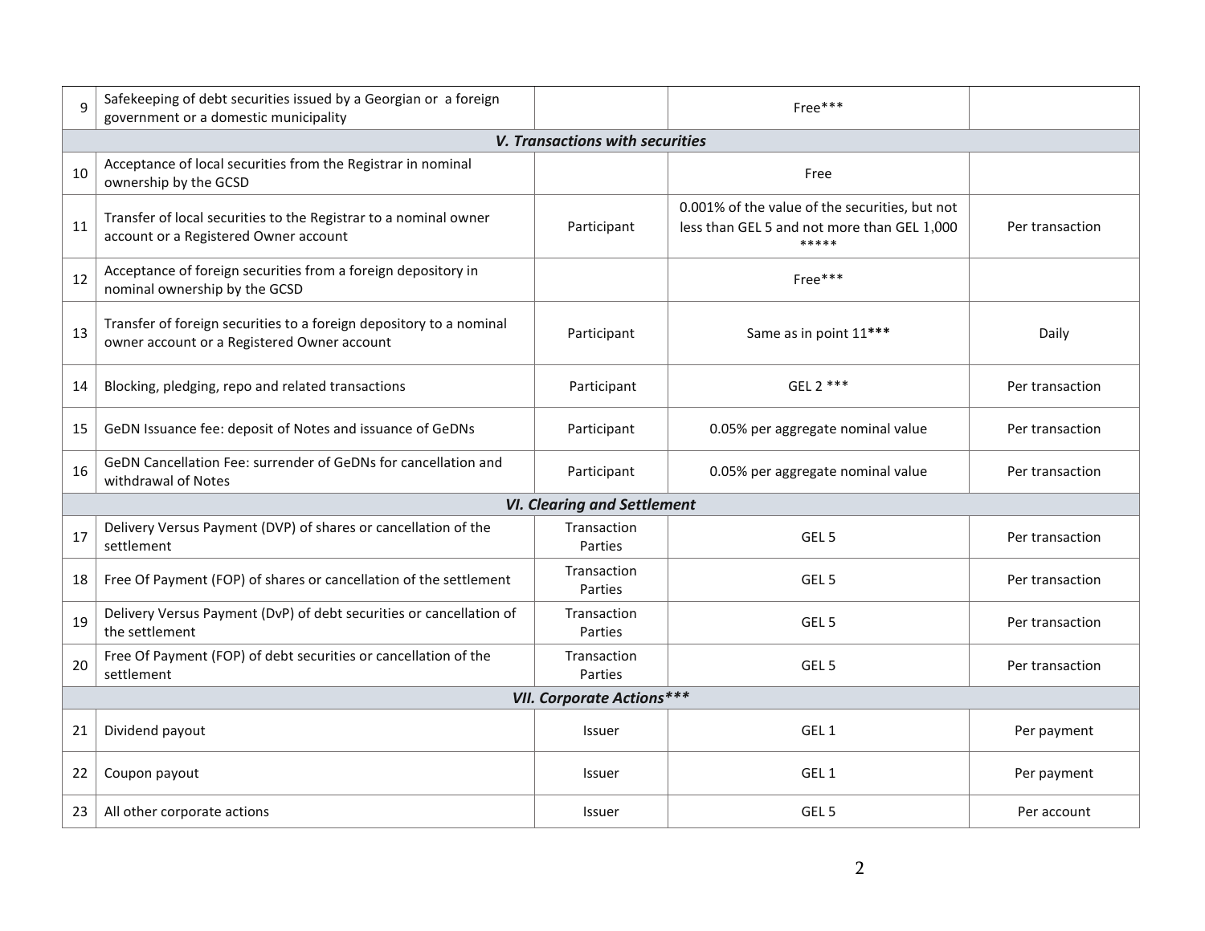| | | | | |
|---|---|---|---|---|
| 9 | Safekeeping of debt securities issued by a Georgian or a foreign government or a domestic municipality | | Free*** | |
| | ***V. Transactions with securities*** | | | |
| 10 | Acceptance of local securities from the Registrar in nominal ownership by the GCSD | | Free | |
| 11 | Transfer of local securities to the Registrar to a nominal owner account or a Registered Owner account | Participant | 0.001% of the value of the securities, but not less than GEL 5 and not more than GEL 1,000 ***** | Per transaction |
| 12 | Acceptance of foreign securities from a foreign depository in nominal ownership by the GCSD | | Free*** | |
| 13 | Transfer of foreign securities to a foreign depository to a nominal owner account or a Registered Owner account | Participant | Same as in point 11*** | Daily |
| 14 | Blocking, pledging, repo and related transactions | Participant | GEL 2 *** | Per transaction |
| 15 | GeDN Issuance fee: deposit of Notes and issuance of GeDNs | Participant | 0.05% per aggregate nominal value | Per transaction |
| 16 | GeDN Cancellation Fee: surrender of GeDNs for cancellation and withdrawal of Notes | Participant | 0.05% per aggregate nominal value | Per transaction |
| | ***VI. Clearing and Settlement*** | | | |
| 17 | Delivery Versus Payment (DVP) of shares or cancellation of the settlement | Transaction Parties | GEL 5 | Per transaction |
| 18 | Free Of Payment (FOP) of shares or cancellation of the settlement | Transaction Parties | GEL 5 | Per transaction |
| 19 | Delivery Versus Payment (DvP) of debt securities or cancellation of the settlement | Transaction Parties | GEL 5 | Per transaction |
| 20 | Free Of Payment (FOP) of debt securities or cancellation of the settlement | Transaction Parties | GEL 5 | Per transaction |
| | ***VII. Corporate Actions**** | | | |
| 21 | Dividend payout | Issuer | GEL 1 | Per payment |
| 22 | Coupon payout | Issuer | GEL 1 | Per payment |
| 23 | All other corporate actions | Issuer | GEL 5 | Per account |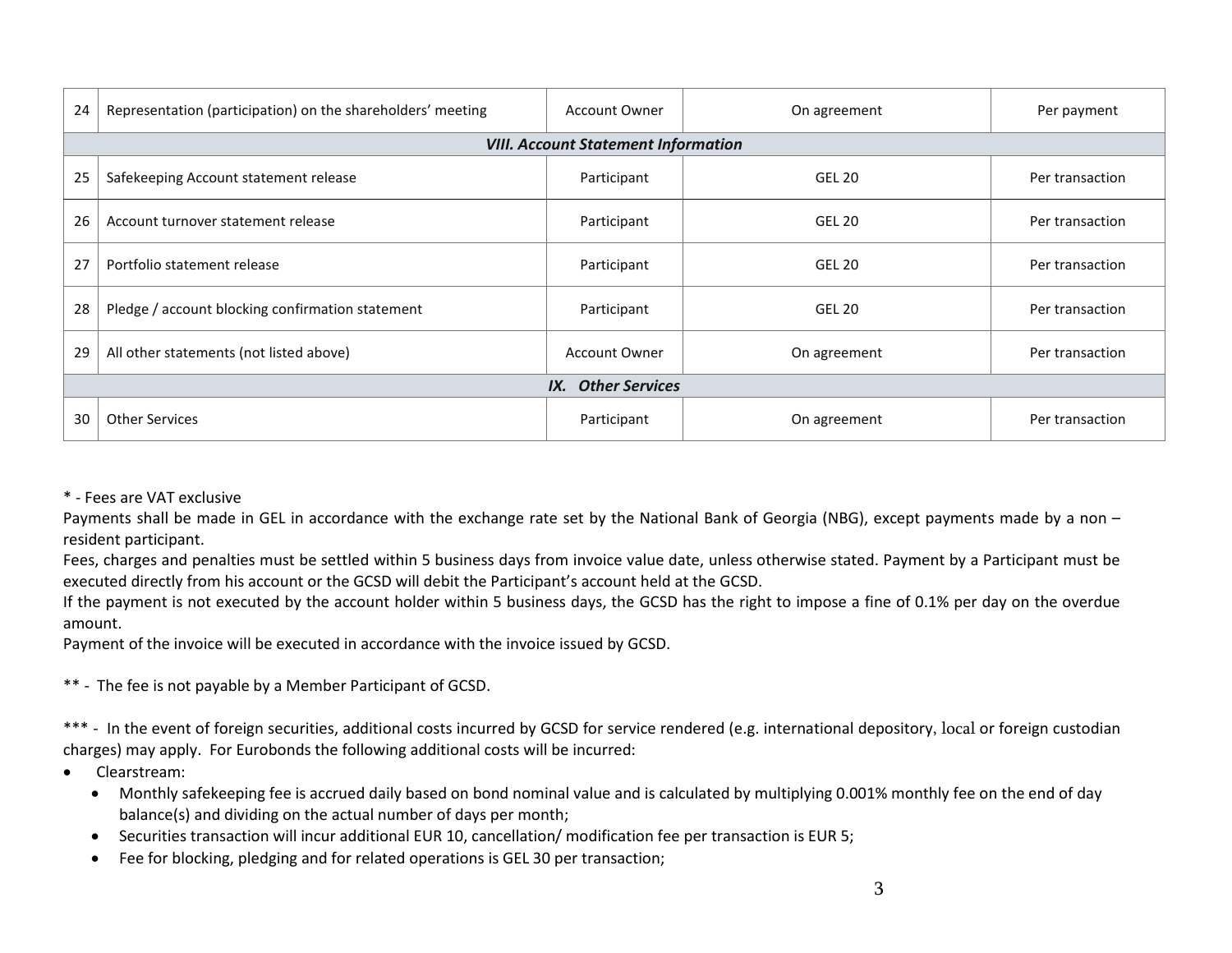| 24 | Representation (participation) on the shareholders' meeting | Account Owner | On agreement | Per payment |
|---|---|---|---|---|
| | | ***VIII. Account Statement Information*** | | |
| 25 | Safekeeping Account statement release | Participant | GEL 20 | Per transaction |
| 26 | Account turnover statement release | Participant | GEL 20 | Per transaction |
| 27 | Portfolio statement release | Participant | GEL 20 | Per transaction |
| 28 | Pledge / account blocking confirmation statement | Participant | GEL 20 | Per transaction |
| 29 | All other statements (not listed above) | Account Owner | On agreement | Per transaction |
| | | ***IX. Other Services*** | | |
| 30 | Other Services | Participant | On agreement | Per transaction |

\* - Fees are VAT exclusive

Payments shall be made in GEL in accordance with the exchange rate set by the National Bank of Georgia (NBG), except payments made by a non – resident participant.

Fees, charges and penalties must be settled within 5 business days from invoice value date, unless otherwise stated. Payment by a Participant must be executed directly from his account or the GCSD will debit the Participant's account held at the GCSD.

If the payment is not executed by the account holder within 5 business days, the GCSD has the right to impose a fine of 0.1% per day on the overdue amount.

Payment of the invoice will be executed in accordance with the invoice issued by GCSD.

\** - The fee is not payable by a Member Participant of GCSD.

\*** - In the event of foreign securities, additional costs incurred by GCSD for service rendered (e.g. international depository, local or foreign custodian charges) may apply. For Eurobonds the following additional costs will be incurred:

- Clearstream:
  - Monthly safekeeping fee is accrued daily based on bond nominal value and is calculated by multiplying 0.001% monthly fee on the end of day balance(s) and dividing on the actual number of days per month;
  - Securities transaction will incur additional EUR 10, cancellation/ modification fee per transaction is EUR 5;
  - Fee for blocking, pledging and for related operations is GEL 30 per transaction;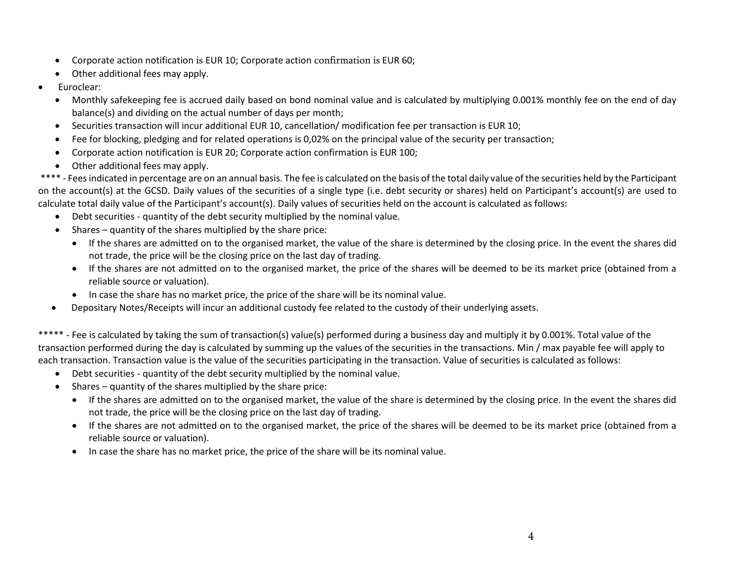- Corporate action notification is EUR 10; Corporate action confirmation is EUR 60;
- Other additional fees may apply.
- Euroclear:
  - Monthly safekeeping fee is accrued daily based on bond nominal value and is calculated by multiplying 0.001% monthly fee on the end of day balance(s) and dividing on the actual number of days per month;
  - Securities transaction will incur additional EUR 10, cancellation/ modification fee per transaction is EUR 10;
  - Fee for blocking, pledging and for related operations is 0,02% on the principal value of the security per transaction;
  - Corporate action notification is EUR 20; Corporate action confirmation is EUR 100;
  - Other additional fees may apply.

**** - Fees indicated in percentage are on an annual basis. The fee is calculated on the basis of the total daily value of the securities held by the Participant on the account(s) at the GCSD. Daily values of the securities of a single type (i.e. debt security or shares) held on Participant's account(s) are used to calculate total daily value of the Participant's account(s). Daily values of securities held on the account is calculated as follows:

- Debt securities - quantity of the debt security multiplied by the nominal value.
- Shares – quantity of the shares multiplied by the share price:
  - If the shares are admitted on to the organised market, the value of the share is determined by the closing price. In the event the shares did not trade, the price will be the closing price on the last day of trading.
  - If the shares are not admitted on to the organised market, the price of the shares will be deemed to be its market price (obtained from a reliable source or valuation).
  - In case the share has no market price, the price of the share will be its nominal value.
- Depositary Notes/Receipts will incur an additional custody fee related to the custody of their underlying assets.

***** - Fee is calculated by taking the sum of transaction(s) value(s) performed during a business day and multiply it by 0.001%. Total value of the transaction performed during the day is calculated by summing up the values of the securities in the transactions. Min / max payable fee will apply to each transaction. Transaction value is the value of the securities participating in the transaction. Value of securities is calculated as follows:

- Debt securities - quantity of the debt security multiplied by the nominal value.
- Shares – quantity of the shares multiplied by the share price:
  - If the shares are admitted on to the organised market, the value of the share is determined by the closing price. In the event the shares did not trade, the price will be the closing price on the last day of trading.
  - If the shares are not admitted on to the organised market, the price of the shares will be deemed to be its market price (obtained from a reliable source or valuation).
  - In case the share has no market price, the price of the share will be its nominal value.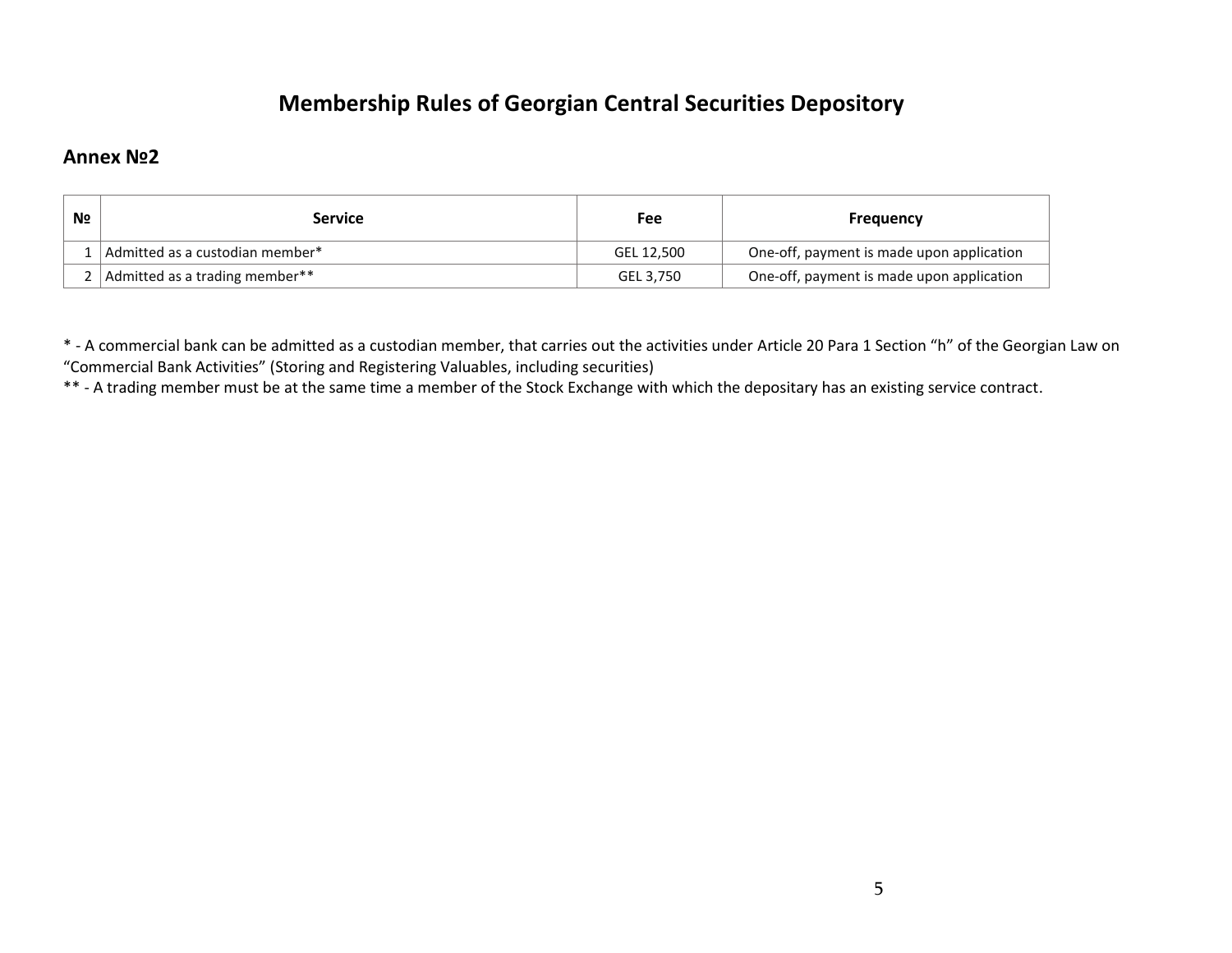# Membership Rules of Georgian Central Securities Depository

## Annex №2

| № | Service | Fee | Frequency |
|---|---|---|---|
| 1 | Admitted as a custodian member* | GEL 12,500 | One-off, payment is made upon application |
| 2 | Admitted as a trading member** | GEL 3,750 | One-off, payment is made upon application |

* - A commercial bank can be admitted as a custodian member, that carries out the activities under Article 20 Para 1 Section "h" of the Georgian Law on "Commercial Bank Activities" (Storing and Registering Valuables, including securities)

** - A trading member must be at the same time a member of the Stock Exchange with which the depositary has an existing service contract.